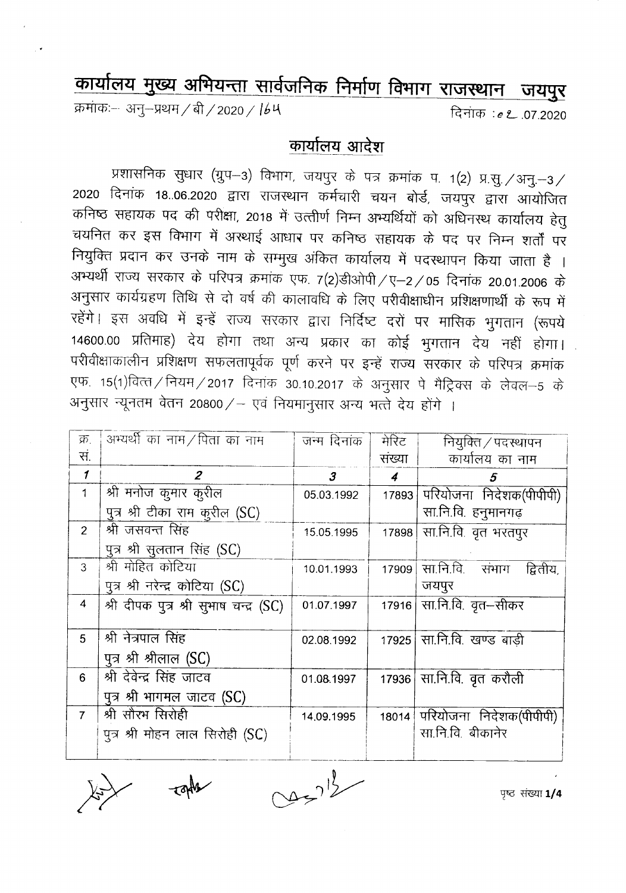# कार्यालय मुख्य अभियन्ता सार्वजनिक निर्माण विभाग राजस्थान जयपुर

क्रमांकः– अनु–प्रथम / बी / 2020 / 164 दिनांक : 02.07.2020

## कार्यालय आदेश

प्रशासनिक सुधार (ग्रुप–3) विभाग, जयपुर के पत्र क्रमांक प. 1(2) प्र.सु./अनु.–3/2020 दिनांक 18..06.2020 द्वारा राजस्थान कर्मचारी चयन बोर्ड, जयपुर द्वारा आयोजित कनिष्ठ सहायक पद की परीक्षा, 2018 में उत्तीर्ण निम्न अभ्यर्थियों को अधिनस्थ कार्यालय हेतु चयनित कर इस विभाग में अस्थाई आधार पर कनिष्ठ सहायक के पद पर निम्न शर्तों पर नियुक्ति प्रदान कर उनके नाम के सम्मुख अंकित कार्यालय में पदस्थापन किया जाता है । अभ्यर्थी राज्य सरकार के परिपत्र क्रमांक एफ. 7(2)डीओपी/ए–2/05 दिनांक 20.01.2006 के अनुसार कार्यग्रहण तिथि से दो वर्ष की कालावधि के लिए परीवीक्षाधीन प्रशिक्षणार्थी के रूप में रहेंगे। इस अवधि में इन्हें राज्य सरकार द्वारा निर्दिष्ट दरों पर मासिक भुगतान (रूपये 14600.00 प्रतिमाह) देय होगा तथा अन्य प्रकार का कोई भुगतान देय नहीं होगा। परीवीक्षाकालीन प्रशिक्षण सफलतापूर्वक पूर्ण करने पर इन्हें राज्य सरकार के परिपत्र क्रमांक एफ. 15(1)वित्त/नियम/2017 दिनांक 30.10.2017 के अनुसार पे मैट्रिक्स के लेवल–5 के अनुसार न्यूनतम वेतन 20800/– एवं नियमानुसार अन्य भत्ते देय होंगे ।

| क्र. सं. | अभ्यर्थी का नाम/पिता का नाम | जन्म दिनांक | मेरिट संख्या | नियुक्ति/पदस्थापन कार्यालय का नाम |
|---|---|---|---|---|
| 1 | 2 | 3 | 4 | 5 |
| 1 | श्री मनोज कुमार कुरील पुत्र श्री टीका राम कुरील (SC) | 05.03.1992 | 17893 | परियोजना निदेशक(पीपीपी) सा.नि.वि. हनुमानगढ़ |
| 2 | श्री जसवन्त सिंह पुत्र श्री सुलतान सिंह (SC) | 15.05.1995 | 17898 | सा.नि.वि. वृत भरतपुर |
| 3 | श्री मोहित कोटिया पुत्र श्री नरेन्द्र कोटिया (SC) | 10.01.1993 | 17909 | सा.नि.वि. संभाग द्वितीय, जयपुर |
| 4 | श्री दीपक पुत्र श्री सुभाष चन्द्र (SC) | 01.07.1997 | 17916 | सा.नि.वि. वृत–सीकर |
| 5 | श्री नेत्रपाल सिंह पुत्र श्री श्रीलाल (SC) | 02.08.1992 | 17925 | सा.नि.वि. खण्ड बाड़ी |
| 6 | श्री देवेन्द्र सिंह जाटव पुत्र श्री भागमल जाटव (SC) | 01.08.1997 | 17936 | सा.नि.वि. वृत करौली |
| 7 | श्री सौरभ सिरोही पुत्र श्री मोहन लाल सिरोही (SC) | 14.09.1995 | 18014 | परियोजना निदेशक(पीपीपी) सा.नि.वि. बीकानेर |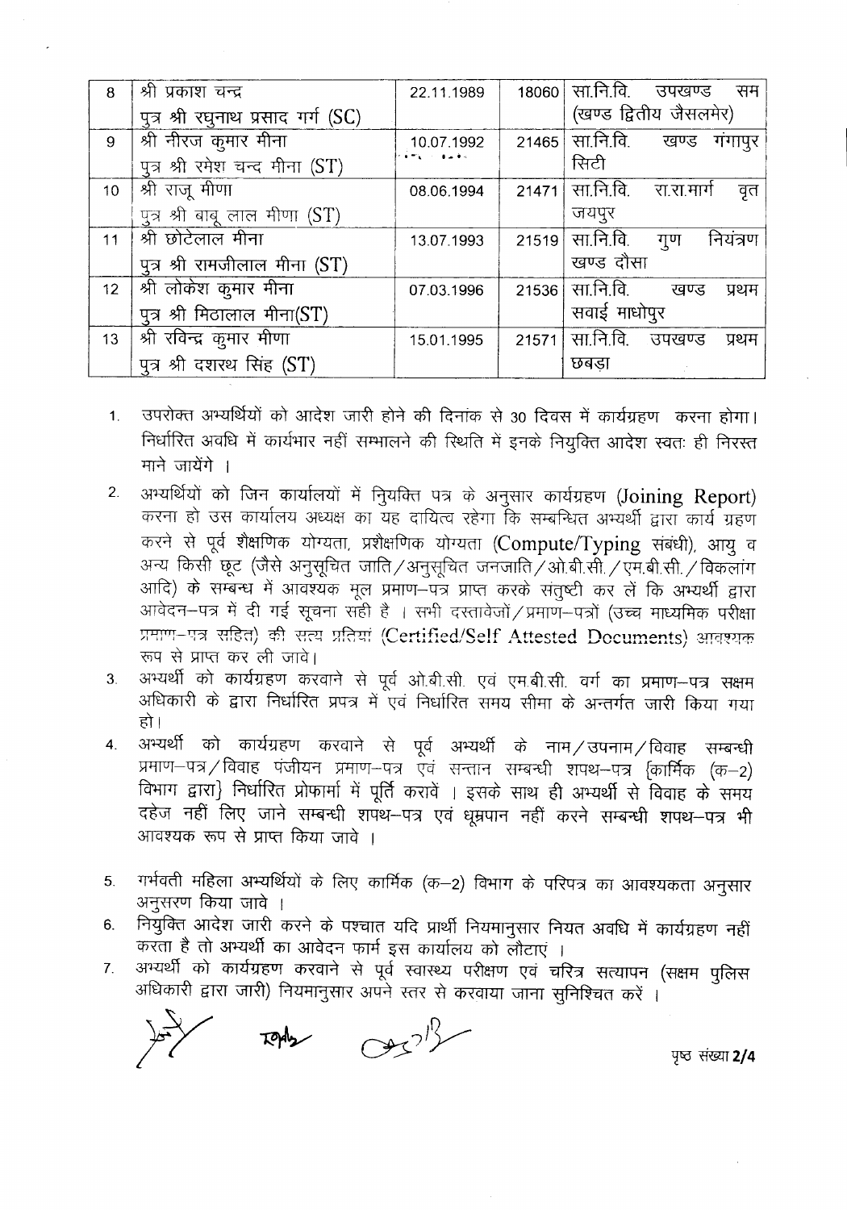| 8 | श्री प्रकाश चन्द्र पुत्र श्री रघुनाथ प्रसाद गर्ग (SC) | 22.11.1989 | 18060 | सा.नि.वि. उपखण्ड सम (खण्ड द्वितीय जैसलमेर) |
|---|---|---|---|---|
| 9 | श्री नीरज कुमार मीना पुत्र श्री रमेश चन्द मीना (ST) | 10.07.1992 | 21465 | सा.नि.वि. खण्ड गंगापुर सिटी |
| 10 | श्री राजू मीणा पुत्र श्री बाबू लाल मीणा (ST) | 08.06.1994 | 21471 | सा.नि.वि. रा.रा.मार्ग वृत जयपुर |
| 11 | श्री छोटेलाल मीना पुत्र श्री रामजीलाल मीना (ST) | 13.07.1993 | 21519 | सा.नि.वि. गुण नियंत्रण खण्ड दौसा |
| 12 | श्री लोकेश कुमार मीना पुत्र श्री मिठालाल मीना(ST) | 07.03.1996 | 21536 | सा.नि.वि. खण्ड प्रथम सवाई माधोपुर |
| 13 | श्री रविन्द्र कुमार मीणा पुत्र श्री दशरथ सिंह (ST) | 15.01.1995 | 21571 | सा.नि.वि. उपखण्ड प्रथम छबड़ा |

1. उपरोक्त अभ्यर्थियों को आदेश जारी होने की दिनांक से 30 दिवस में कार्यग्रहण करना होगा। निर्धारित अवधि में कार्यभार नहीं सम्भालने की स्थिति में इनके नियुक्ति आदेश स्वतः ही निरस्त माने जायेंगे ।
2. अभ्यर्थियों को जिन कार्यालयों में नियुक्ति पत्र के अनुसार कार्यग्रहण (Joining Report) करना हो उस कार्यालय अध्यक्ष का यह दायित्व रहेगा कि सम्बन्धित अभ्यर्थी द्वारा कार्य ग्रहण करने से पूर्व शैक्षणिक योग्यता, प्रशैक्षणिक योग्यता (Compute/Typing संबंधी), आयु व अन्य किसी छूट (जैसे अनुसूचित जाति/अनुसूचित जनजाति/ओ.बी.सी./एम.बी.सी./विकलांग आदि) के सम्बन्ध में आवश्यक मूल प्रमाण-पत्र प्राप्त करके संतुष्टी कर लें कि अभ्यर्थी द्वारा आवेदन-पत्र में दी गई सूचना सही है । सभी दस्तावेजों/प्रमाण-पत्रों (उच्च माध्यमिक परीक्षा प्रमाण-पत्र सहित) की सत्य प्रतियां (Certified/Self Attested Documents) आवश्यक रूप से प्राप्त कर ली जावे।
3. अभ्यर्थी को कार्यग्रहण करवाने से पूर्व ओ.बी.सी. एवं एम.बी.सी. वर्ग का प्रमाण-पत्र सक्षम अधिकारी के द्वारा निर्धारित प्रपत्र में एवं निर्धारित समय सीमा के अन्तर्गत जारी किया गया हो।
4. अभ्यर्थी को कार्यग्रहण करवाने से पूर्व अभ्यर्थी के नाम/उपनाम/विवाह सम्बन्धी प्रमाण-पत्र/विवाह पंजीयन प्रमाण-पत्र एवं सन्तान सम्बन्धी शपथ-पत्र {कार्मिक (क-2) विभाग द्वारा} निर्धारित प्रोफार्मा में पूर्ति करावें । इसके साथ ही अभ्यर्थी से विवाह के समय दहेज नहीं लिए जाने सम्बन्धी शपथ-पत्र एवं धूम्रपान नहीं करने सम्बन्धी शपथ-पत्र भी आवश्यक रूप से प्राप्त किया जावे ।
5. गर्भवती महिला अभ्यर्थियों के लिए कार्मिक (क-2) विभाग के परिपत्र का आवश्यकता अनुसार अनुसरण किया जावे ।
6. नियुक्ति आदेश जारी करने के पश्चात यदि प्रार्थी नियमानुसार नियत अवधि में कार्यग्रहण नहीं करता है तो अभ्यर्थी का आवेदन फार्म इस कार्यालय को लौटाएं ।
7. अभ्यर्थी को कार्यग्रहण करवाने से पूर्व स्वास्थ्य परीक्षण एवं चरित्र सत्यापन (सक्षम पुलिस अधिकारी द्वारा जारी) नियमानुसार अपने स्तर से करवाया जाना सुनिश्चित करें ।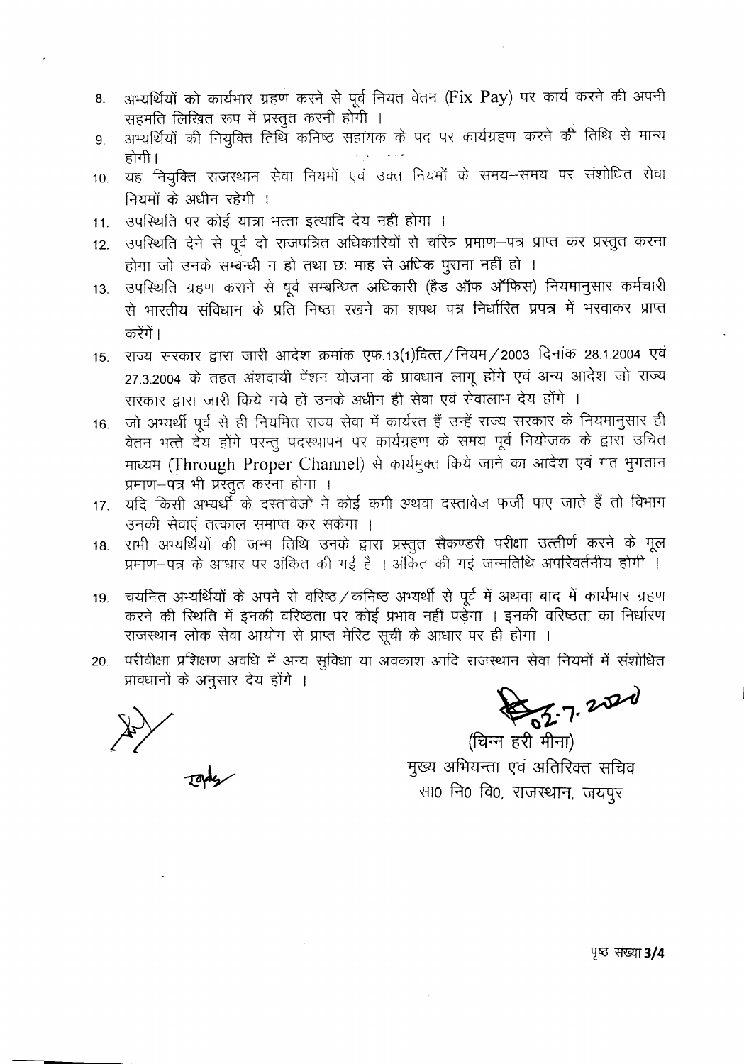8. अभ्यर्थियों को कार्यभार ग्रहण करने से पूर्व नियत वेतन (Fix Pay) पर कार्य करने की अपनी सहमति लिखित रूप में प्रस्तुत करनी होगी ।
9. अभ्यर्थियों की नियुक्ति तिथि कनिष्ठ सहायक के पद पर कार्यग्रहण करने की तिथि से मान्य होगी।
10. यह नियुक्ति राजस्थान सेवा नियमों एवं उक्त नियमों के समय–समय पर संशोधित सेवा नियमों के अधीन रहेगी ।
11. उपस्थिति पर कोई यात्रा भत्ता इत्यादि देय नहीं होगा ।
12. उपस्थिति देने से पूर्व दो राजपत्रित अधिकारियों से चरित्र प्रमाण–पत्र प्राप्त कर प्रस्तुत करना होगा जो उनके सम्बन्धी न हो तथा छः माह से अधिक पुराना नहीं हो ।
13. उपस्थिति ग्रहण कराने से पूर्व सम्बन्धित अधिकारी (हैड ऑफ ऑफिस) नियमानुसार कर्मचारी से भारतीय संविधान के प्रति निष्ठा रखने का शपथ पत्र निर्धारित प्रपत्र में भरवाकर प्राप्त करेंगें।
15. राज्य सरकार द्वारा जारी आदेश क्रमांक एफ.13(1)वित्त/नियम/2003 दिनांक 28.1.2004 एवं 27.3.2004 के तहत अंशदायी पेंशन योजना के प्रावधान लागू होंगे एवं अन्य आदेश जो राज्य सरकार द्वारा जारी किये गये हों उनके अधीन ही सेवा एवं सेवालाभ देय होंगे ।
16. जो अभ्यर्थी पूर्व से ही नियमित राज्य सेवा में कार्यरत हैं उन्हें राज्य सरकार के नियमानुसार ही वेतन भत्ते देय होंगे परन्तु पदस्थापन पर कार्यग्रहण के समय पूर्व नियोजक के द्वारा उचित माध्यम (Through Proper Channel) से कार्यमुक्त किये जाने का आदेश एवं गत भुगतान प्रमाण–पत्र भी प्रस्तुत करना होगा ।
17. यदि किसी अभ्यर्थी के दस्तावेजों में कोई कमी अथवा दस्तावेज फर्जी पाए जाते हैं तो विभाग उनकी सेवाएं तत्काल समाप्त कर सकेगा ।
18. सभी अभ्यर्थियों की जन्म तिथि उनके द्वारा प्रस्तुत सैकण्डरी परीक्षा उत्तीर्ण करने के मूल प्रमाण–पत्र के आधार पर अंकित की गई है । अंकित की गई जन्मतिथि अपरिवर्तनीय होगी ।
19. चयनित अभ्यर्थियों के अपने से वरिष्ठ/कनिष्ठ अभ्यर्थी से पूर्व में अथवा बाद में कार्यभार ग्रहण करने की स्थिति में इनकी वरिष्ठता पर कोई प्रभाव नहीं पड़ेगा । इनकी वरिष्ठता का निर्धारण राजस्थान लोक सेवा आयोग से प्राप्त मेरिट सूची के आधार पर ही होगा ।
20. परीवीक्षा प्रशिक्षण अवधि में अन्य सुविधा या अवकाश आदि राजस्थान सेवा नियमों में संशोधित प्रावधानों के अनुसार देय होंगे ।

02.7.2020

(चिन्न हरी मीना)
मुख्य अभियन्ता एवं अतिरिक्त सचिव
सा० नि० वि०, राजस्थान, जयपुर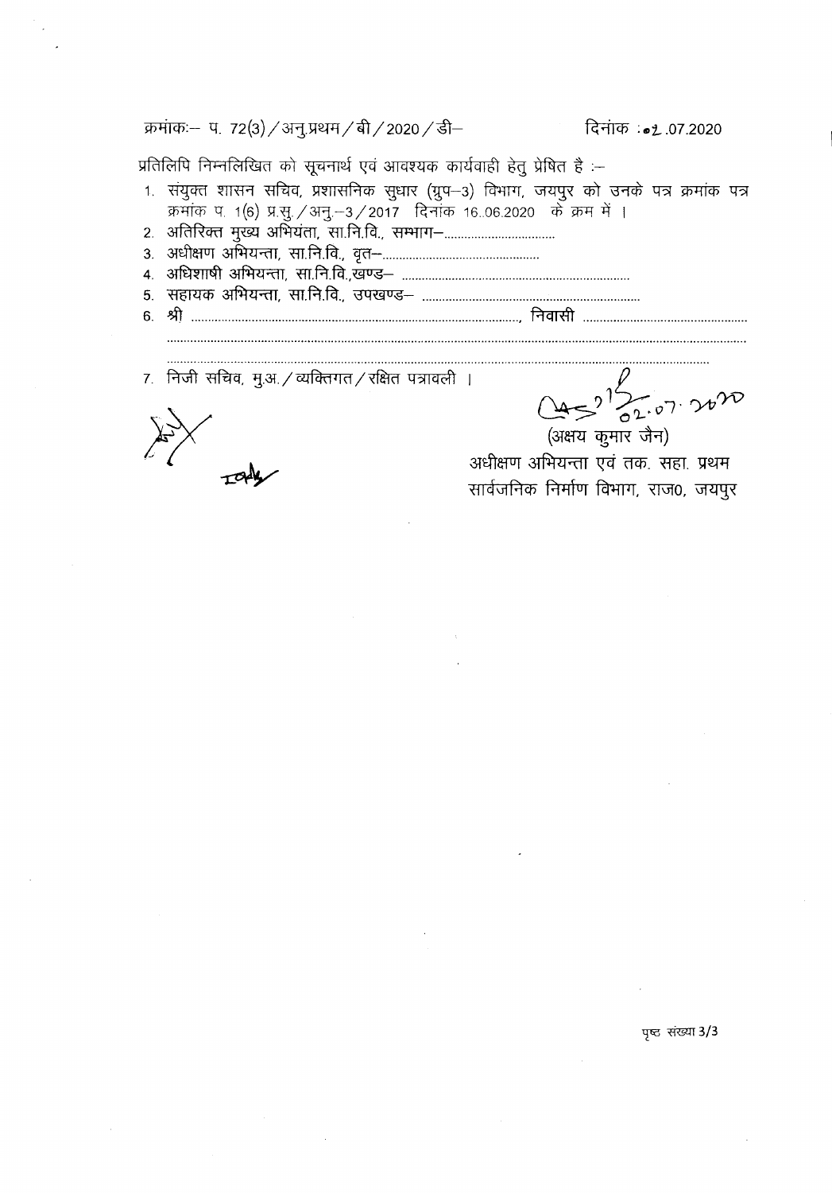क्रमांकः— प. 72(3)/अनु.प्रथम/बी/2020/डी— दिनांक : 02.07.2020

प्रतिलिपि निम्नलिखित को सूचनार्थ एवं आवश्यक कार्यवाही हेतु प्रेषित है :—

1. संयुक्त शासन सचिव, प्रशासनिक सुधार (ग्रुप–3) विभाग, जयपुर को उनके पत्र क्रमांक पत्र क्रमांक प. 1(6) प्र.सु./अनु.–3/2017 दिनांक 16..06.2020 के क्रम में ।
2. अतिरिक्त मुख्य अभियंता, सा.नि.वि., सम्भाग–.................................
3. अधीक्षण अभियन्ता, सा.नि.वि., वृत–...............................................
4. अधिशाषी अभियन्ता, सा.नि.वि.,खण्ड– ...................................................................
5. सहायक अभियन्ता, सा.नि.वि., उपखण्ड– ................................................................
6. श्री ................................................................................................, निवासी ................................................ .......................................................................................................................................................................... ..........................................................................................................................................................
7. निजी सचिव, मु.अ./व्यक्तिगत/रक्षित पत्रावली ।

02.07.2020

(अक्षय कुमार जैन)
अधीक्षण अभियन्ता एवं तक. सहा. प्रथम
सार्वजनिक निर्माण विभाग, राज0, जयपुर